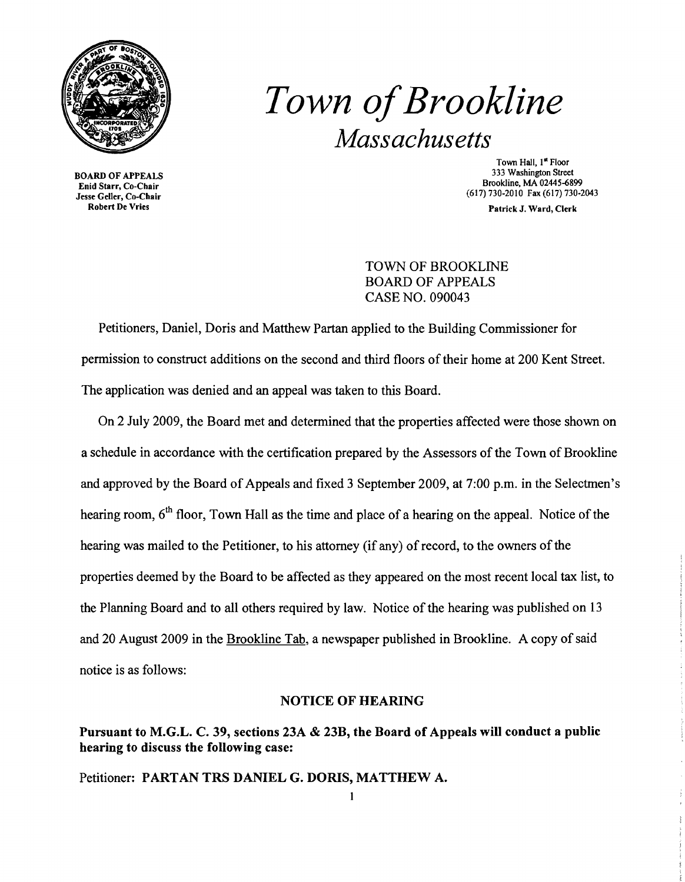# *Town of Brookline*

## *Massachusetts*

**BOARD OF APPEALS**
**Enid Starr, Co-Chair**
**Jesse Geller, Co-Chair**
**Robert De Vries**

Town Hall, 1st Floor
333 Washington Street
Brookline, MA 02445-6899
(617) 730-2010 Fax (617) 730-2043
**Patrick J. Ward, Clerk**

TOWN OF BROOKLINE
BOARD OF APPEALS
CASE NO. 090043

Petitioners, Daniel, Doris and Matthew Partan applied to the Building Commissioner for permission to construct additions on the second and third floors of their home at 200 Kent Street. The application was denied and an appeal was taken to this Board.

On 2 July 2009, the Board met and determined that the properties affected were those shown on a schedule in accordance with the certification prepared by the Assessors of the Town of Brookline and approved by the Board of Appeals and fixed 3 September 2009, at 7:00 p.m. in the Selectmen's hearing room, 6th floor, Town Hall as the time and place of a hearing on the appeal. Notice of the hearing was mailed to the Petitioner, to his attorney (if any) of record, to the owners of the properties deemed by the Board to be affected as they appeared on the most recent local tax list, to the Planning Board and to all others required by law. Notice of the hearing was published on 13 and 20 August 2009 in the Brookline Tab, a newspaper published in Brookline. A copy of said notice is as follows:

### NOTICE OF HEARING

**Pursuant to M.G.L. C. 39, sections 23A & 23B, the Board of Appeals will conduct a public hearing to discuss the following case:**

Petitioner: **PARTAN TRS DANIEL G. DORIS, MATTHEW A.**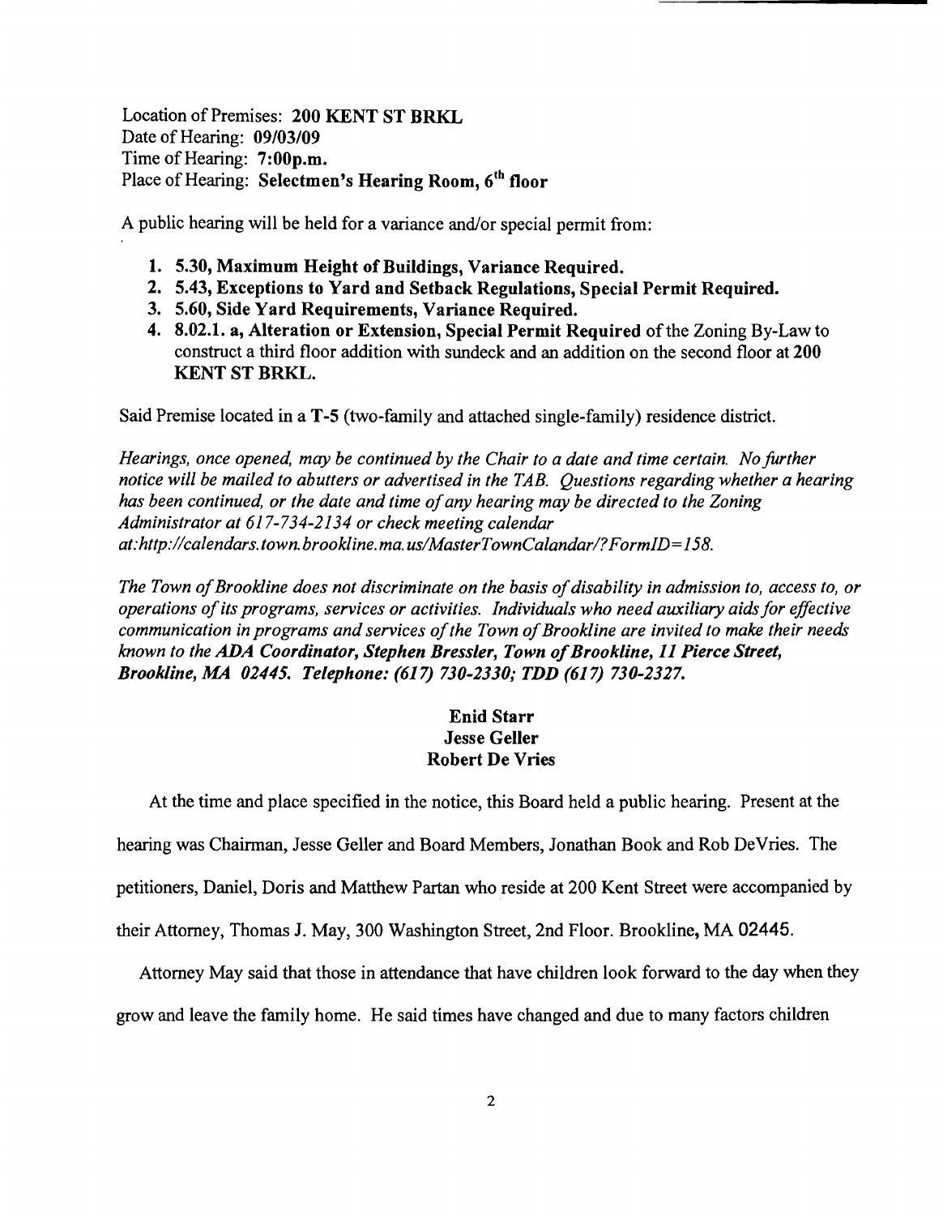Location of Premises: **200 KENT ST BRKL**
Date of Hearing: **09/03/09**
Time of Hearing: **7:00p.m.**
Place of Hearing: **Selectmen's Hearing Room, 6th floor**

A public hearing will be held for a variance and/or special permit from:

1. **5.30, Maximum Height of Buildings, Variance Required.**
2. **5.43, Exceptions to Yard and Setback Regulations, Special Permit Required.**
3. **5.60, Side Yard Requirements, Variance Required.**
4. **8.02.1. a, Alteration or Extension, Special Permit Required** of the Zoning By-Law to construct a third floor addition with sundeck and an addition on the second floor at **200 KENT ST BRKL.**

Said Premise located in a **T-5** (two-family and attached single-family) residence district.

*Hearings, once opened, may be continued by the Chair to a date and time certain. No further notice will be mailed to abutters or advertised in the TAB. Questions regarding whether a hearing has been continued, or the date and time of any hearing may be directed to the Zoning Administrator at 617-734-2134 or check meeting calendar at:http://calendars.town.brookline.ma.us/MasterTownCalandar/?FormID=158.*

*The Town of Brookline does not discriminate on the basis of disability in admission to, access to, or operations of its programs, services or activities. Individuals who need auxiliary aids for effective communication in programs and services of the Town of Brookline are invited to make their needs known to the* ***ADA Coordinator, Stephen Bressler, Town of Brookline, 11 Pierce Street, Brookline, MA 02445. Telephone: (617) 730-2330; TDD (617) 730-2327.***

**Enid Starr**
**Jesse Geller**
**Robert De Vries**

At the time and place specified in the notice, this Board held a public hearing. Present at the hearing was Chairman, Jesse Geller and Board Members, Jonathan Book and Rob DeVries. The petitioners, Daniel, Doris and Matthew Partan who reside at 200 Kent Street were accompanied by their Attorney, Thomas J. May, 300 Washington Street, 2nd Floor. Brookline, MA 02445.

Attorney May said that those in attendance that have children look forward to the day when they grow and leave the family home. He said times have changed and due to many factors children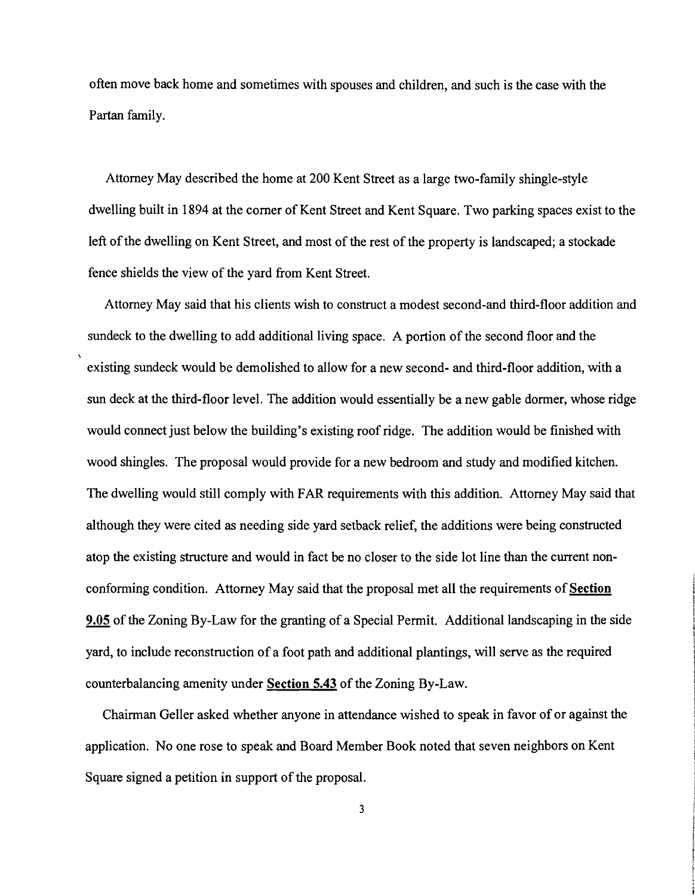often move back home and sometimes with spouses and children, and such is the case with the Partan family.

Attorney May described the home at 200 Kent Street as a large two-family shingle-style dwelling built in 1894 at the corner of Kent Street and Kent Square. Two parking spaces exist to the left of the dwelling on Kent Street, and most of the rest of the property is landscaped; a stockade fence shields the view of the yard from Kent Street.

Attorney May said that his clients wish to construct a modest second-and third-floor addition and sundeck to the dwelling to add additional living space. A portion of the second floor and the existing sundeck would be demolished to allow for a new second- and third-floor addition, with a sun deck at the third-floor level. The addition would essentially be a new gable dormer, whose ridge would connect just below the building's existing roof ridge. The addition would be finished with wood shingles. The proposal would provide for a new bedroom and study and modified kitchen. The dwelling would still comply with FAR requirements with this addition. Attorney May said that although they were cited as needing side yard setback relief, the additions were being constructed atop the existing structure and would in fact be no closer to the side lot line than the current non-conforming condition. Attorney May said that the proposal met all the requirements of **Section 9.05** of the Zoning By-Law for the granting of a Special Permit. Additional landscaping in the side yard, to include reconstruction of a foot path and additional plantings, will serve as the required counterbalancing amenity under **Section 5.43** of the Zoning By-Law.

Chairman Geller asked whether anyone in attendance wished to speak in favor of or against the application. No one rose to speak and Board Member Book noted that seven neighbors on Kent Square signed a petition in support of the proposal.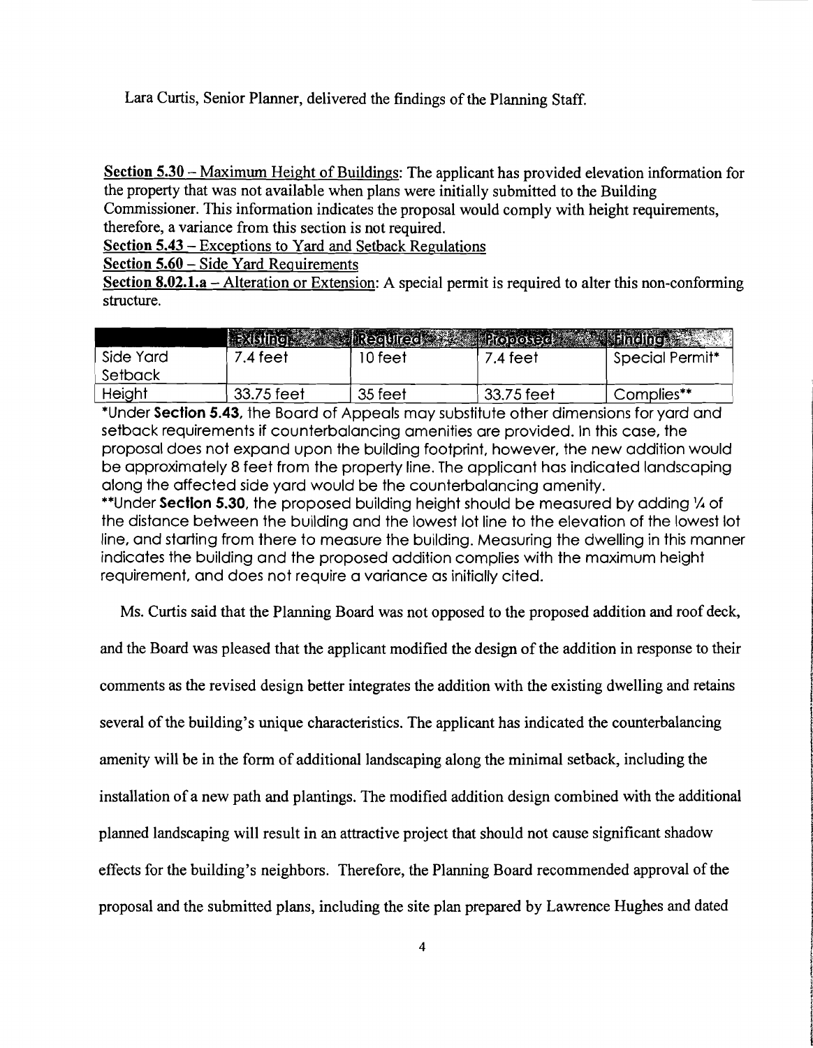Lara Curtis, Senior Planner, delivered the findings of the Planning Staff.

<u>Section 5.30 – Maximum Height of Buildings</u>: The applicant has provided elevation information for the property that was not available when plans were initially submitted to the Building Commissioner. This information indicates the proposal would comply with height requirements, therefore, a variance from this section is not required.

<u>Section 5.43 – Exceptions to Yard and Setback Regulations</u>

<u>Section 5.60 – Side Yard Requirements</u>

<u>Section 8.02.1.a – Alteration or Extension</u>: A special permit is required to alter this non-conforming structure.

| | Existing | Required | Proposed | Finding |
|---|---|---|---|---|
| Side Yard Setback | 7.4 feet | 10 feet | 7.4 feet | Special Permit* |
| Height | 33.75 feet | 35 feet | 33.75 feet | Complies** |

*Under **Section 5.43**, the Board of Appeals may substitute other dimensions for yard and setback requirements if counterbalancing amenities are provided. In this case, the proposal does not expand upon the building footprint, however, the new addition would be approximately 8 feet from the property line. The applicant has indicated landscaping along the affected side yard would be the counterbalancing amenity.

**Under **Section 5.30**, the proposed building height should be measured by adding ¼ of the distance between the building and the lowest lot line to the elevation of the lowest lot line, and starting from there to measure the building. Measuring the dwelling in this manner indicates the building and the proposed addition complies with the maximum height requirement, and does not require a variance as initially cited.

Ms. Curtis said that the Planning Board was not opposed to the proposed addition and roof deck, and the Board was pleased that the applicant modified the design of the addition in response to their comments as the revised design better integrates the addition with the existing dwelling and retains several of the building's unique characteristics. The applicant has indicated the counterbalancing amenity will be in the form of additional landscaping along the minimal setback, including the installation of a new path and plantings. The modified addition design combined with the additional planned landscaping will result in an attractive project that should not cause significant shadow effects for the building's neighbors. Therefore, the Planning Board recommended approval of the proposal and the submitted plans, including the site plan prepared by Lawrence Hughes and dated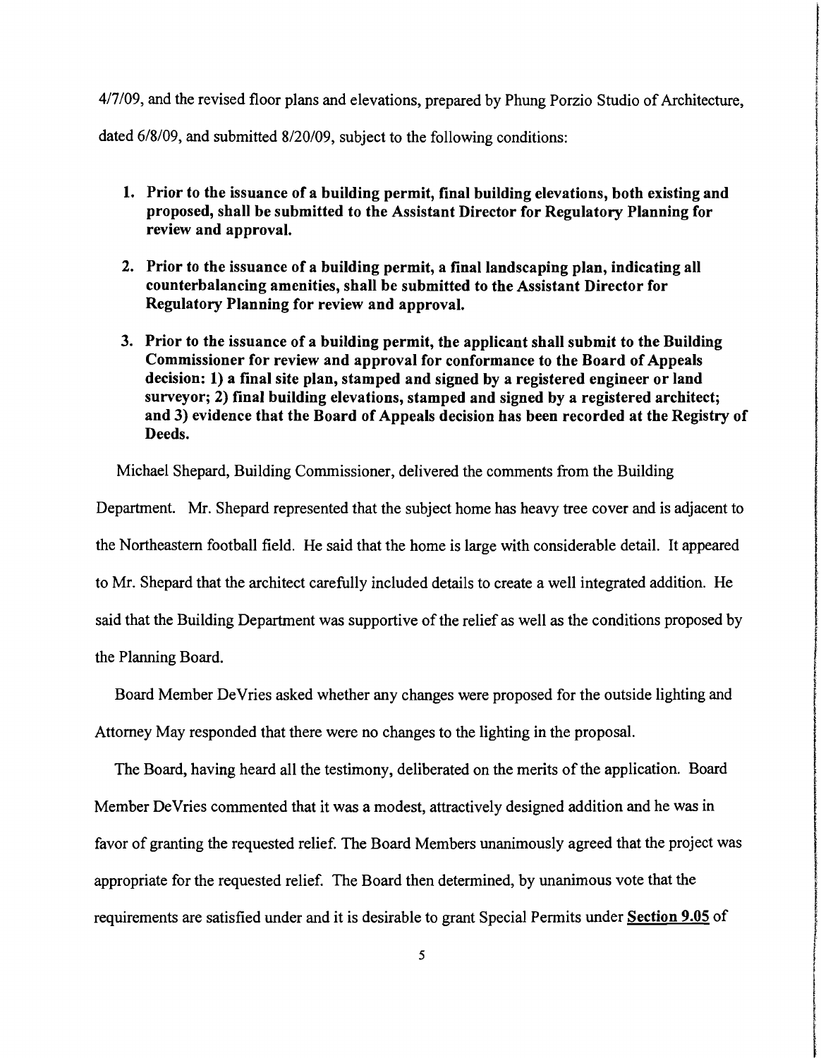4/7/09, and the revised floor plans and elevations, prepared by Phung Porzio Studio of Architecture, dated 6/8/09, and submitted 8/20/09, subject to the following conditions:

1. **Prior to the issuance of a building permit, final building elevations, both existing and proposed, shall be submitted to the Assistant Director for Regulatory Planning for review and approval.**

2. **Prior to the issuance of a building permit, a final landscaping plan, indicating all counterbalancing amenities, shall be submitted to the Assistant Director for Regulatory Planning for review and approval.**

3. **Prior to the issuance of a building permit, the applicant shall submit to the Building Commissioner for review and approval for conformance to the Board of Appeals decision: 1) a final site plan, stamped and signed by a registered engineer or land surveyor; 2) final building elevations, stamped and signed by a registered architect; and 3) evidence that the Board of Appeals decision has been recorded at the Registry of Deeds.**

Michael Shepard, Building Commissioner, delivered the comments from the Building Department. Mr. Shepard represented that the subject home has heavy tree cover and is adjacent to the Northeastern football field. He said that the home is large with considerable detail. It appeared to Mr. Shepard that the architect carefully included details to create a well integrated addition. He said that the Building Department was supportive of the relief as well as the conditions proposed by the Planning Board.

Board Member DeVries asked whether any changes were proposed for the outside lighting and Attorney May responded that there were no changes to the lighting in the proposal.

The Board, having heard all the testimony, deliberated on the merits of the application. Board Member DeVries commented that it was a modest, attractively designed addition and he was in favor of granting the requested relief. The Board Members unanimously agreed that the project was appropriate for the requested relief. The Board then determined, by unanimous vote that the requirements are satisfied under and it is desirable to grant Special Permits under **Section 9.05** of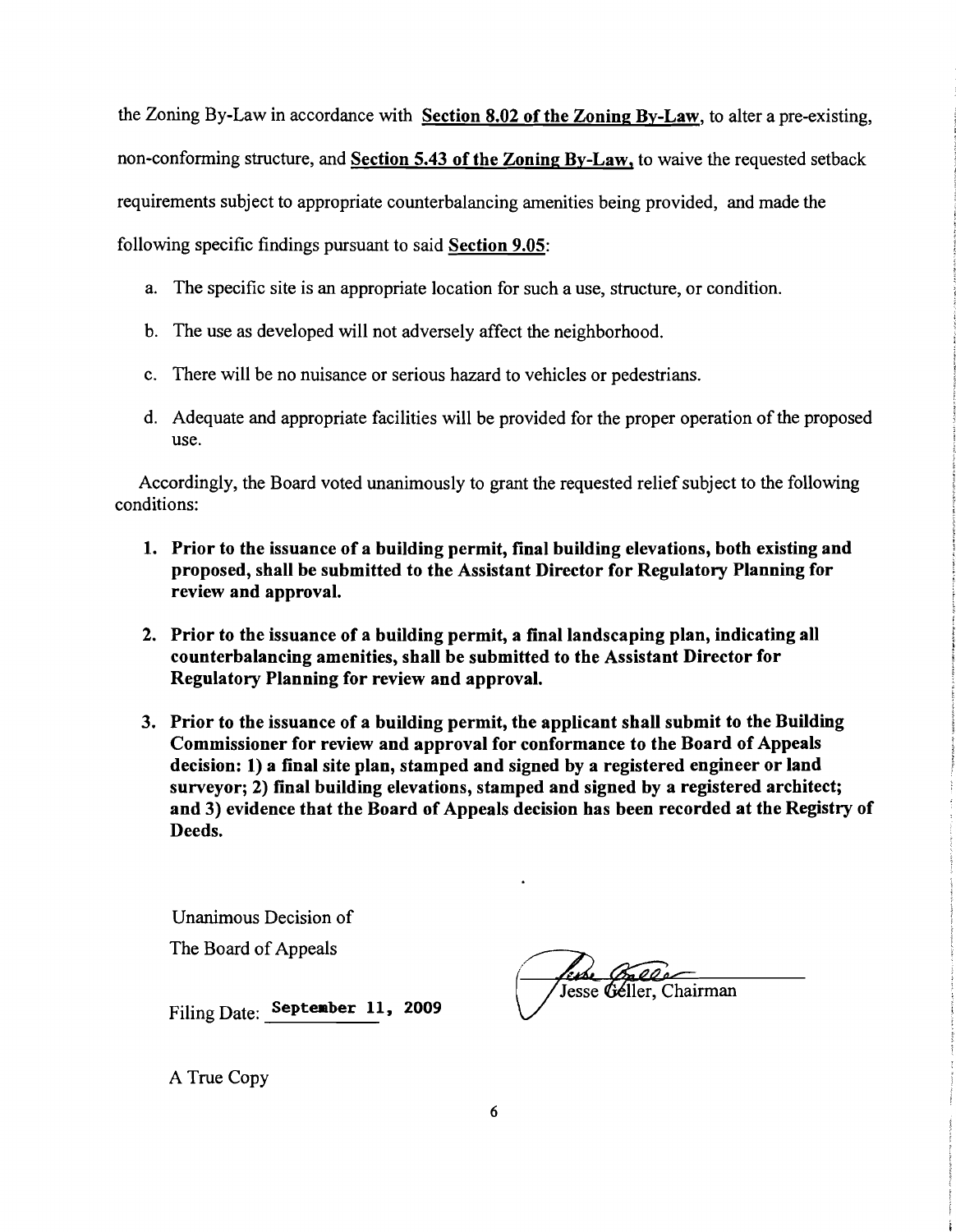the Zoning By-Law in accordance with **Section 8.02 of the Zoning By-Law**, to alter a pre-existing, non-conforming structure, and **Section 5.43 of the Zoning By-Law**, to waive the requested setback requirements subject to appropriate counterbalancing amenities being provided, and made the following specific findings pursuant to said **Section 9.05**:

a. The specific site is an appropriate location for such a use, structure, or condition.

b. The use as developed will not adversely affect the neighborhood.

c. There will be no nuisance or serious hazard to vehicles or pedestrians.

d. Adequate and appropriate facilities will be provided for the proper operation of the proposed use.

Accordingly, the Board voted unanimously to grant the requested relief subject to the following conditions:

1. **Prior to the issuance of a building permit, final building elevations, both existing and proposed, shall be submitted to the Assistant Director for Regulatory Planning for review and approval.**

2. **Prior to the issuance of a building permit, a final landscaping plan, indicating all counterbalancing amenities, shall be submitted to the Assistant Director for Regulatory Planning for review and approval.**

3. **Prior to the issuance of a building permit, the applicant shall submit to the Building Commissioner for review and approval for conformance to the Board of Appeals decision: 1) a final site plan, stamped and signed by a registered engineer or land surveyor; 2) final building elevations, stamped and signed by a registered architect; and 3) evidence that the Board of Appeals decision has been recorded at the Registry of Deeds.**

Unanimous Decision of

The Board of Appeals

Filing Date: September 11, 2009

Jesse Geller, Chairman

A True Copy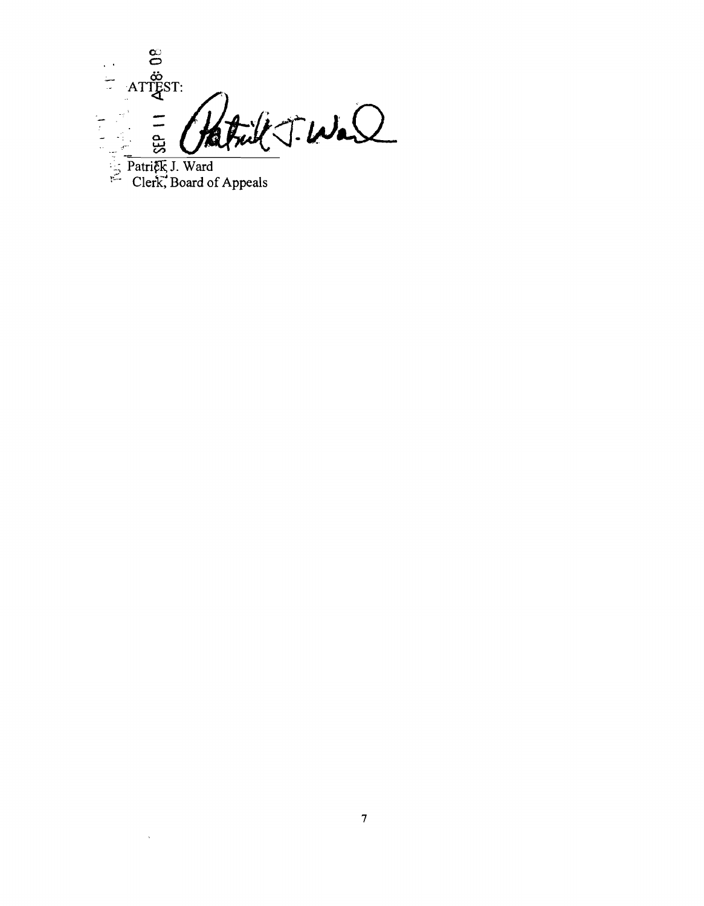ATTEST:

Patrick J. Ward
Clerk, Board of Appeals